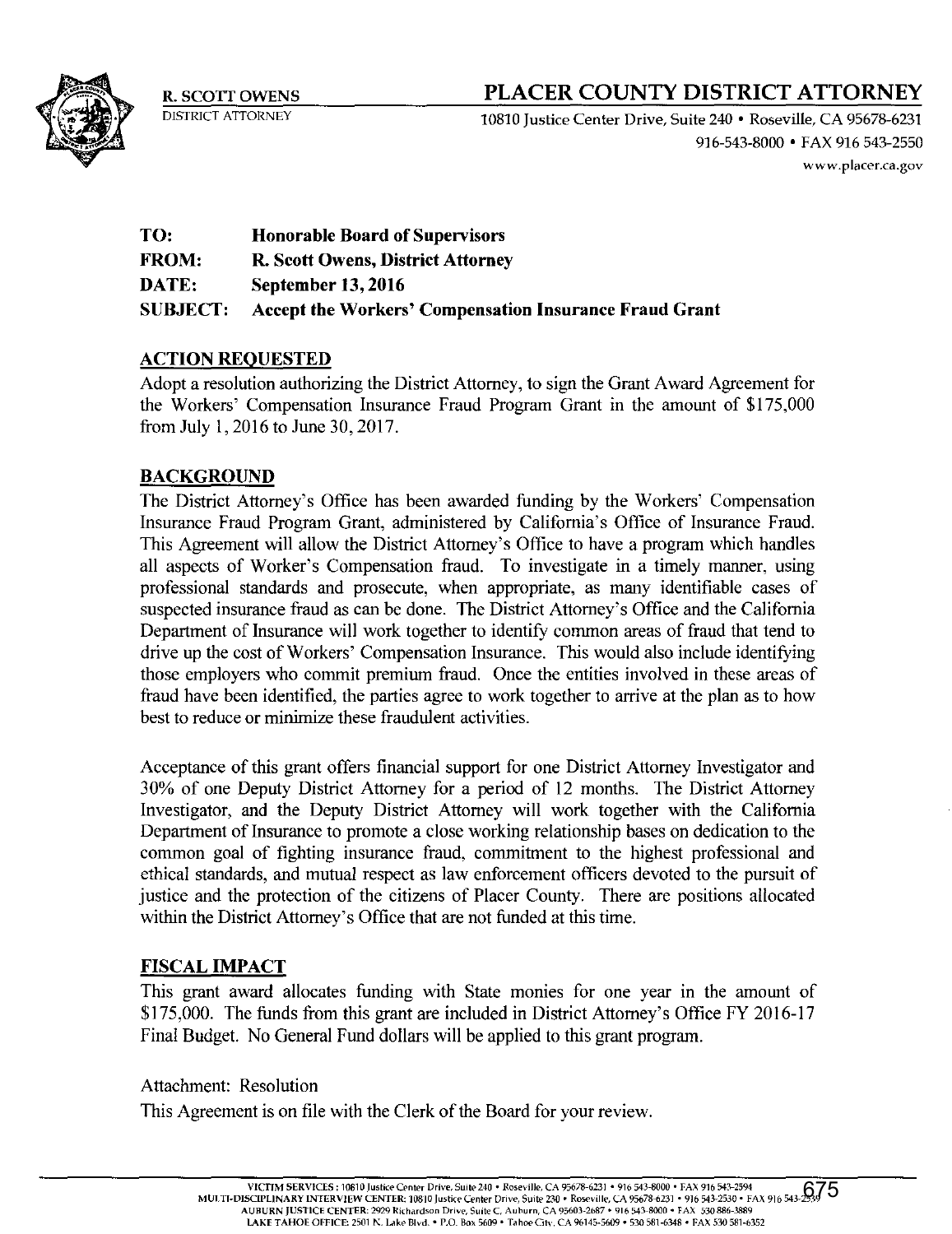**R. SCOTT OWENS**
DISTRICT ATTORNEY

# PLACER COUNTY DISTRICT ATTORNEY

10810 Justice Center Drive, Suite 240 • Roseville, CA 95678-6231
916-543-8000 • FAX 916 543-2550
www.placer.ca.gov

**TO:** **Honorable Board of Supervisors**
**FROM:** **R. Scott Owens, District Attorney**
**DATE:** **September 13, 2016**
**SUBJECT:** **Accept the Workers' Compensation Insurance Fraud Grant**

## ACTION REQUESTED

Adopt a resolution authorizing the District Attorney, to sign the Grant Award Agreement for the Workers' Compensation Insurance Fraud Program Grant in the amount of $175,000 from July 1, 2016 to June 30, 2017.

## BACKGROUND

The District Attorney's Office has been awarded funding by the Workers' Compensation Insurance Fraud Program Grant, administered by California's Office of Insurance Fraud. This Agreement will allow the District Attorney's Office to have a program which handles all aspects of Worker's Compensation fraud. To investigate in a timely manner, using professional standards and prosecute, when appropriate, as many identifiable cases of suspected insurance fraud as can be done. The District Attorney's Office and the California Department of Insurance will work together to identify common areas of fraud that tend to drive up the cost of Workers' Compensation Insurance. This would also include identifying those employers who commit premium fraud. Once the entities involved in these areas of fraud have been identified, the parties agree to work together to arrive at the plan as to how best to reduce or minimize these fraudulent activities.

Acceptance of this grant offers financial support for one District Attorney Investigator and 30% of one Deputy District Attorney for a period of 12 months. The District Attorney Investigator, and the Deputy District Attorney will work together with the California Department of Insurance to promote a close working relationship bases on dedication to the common goal of fighting insurance fraud, commitment to the highest professional and ethical standards, and mutual respect as law enforcement officers devoted to the pursuit of justice and the protection of the citizens of Placer County. There are positions allocated within the District Attorney's Office that are not funded at this time.

## FISCAL IMPACT

This grant award allocates funding with State monies for one year in the amount of $175,000. The funds from this grant are included in District Attorney's Office FY 2016-17 Final Budget. No General Fund dollars will be applied to this grant program.

Attachment: Resolution

This Agreement is on file with the Clerk of the Board for your review.

VICTIM SERVICES: 10810 Justice Center Drive, Suite 240 • Roseville, CA 95678-6231 • 916 543-8000 • FAX 916 543-2594
MULTI-DISCIPLINARY INTERVIEW CENTER: 10810 Justice Center Drive, Suite 230 • Roseville, CA 95678-6231 • 916 543-2530 • FAX 916 543-2539
AUBURN JUSTICE CENTER: 2929 Richardson Drive, Suite C, Auburn, CA 95603-2687 • 916 543-8000 • FAX 530 886-3889
LAKE TAHOE OFFICE: 2501 N. Lake Blvd. • P.O. Box 5609 • Tahoe City, CA 96145-5609 • 530 581-6348 • FAX 530 581-6352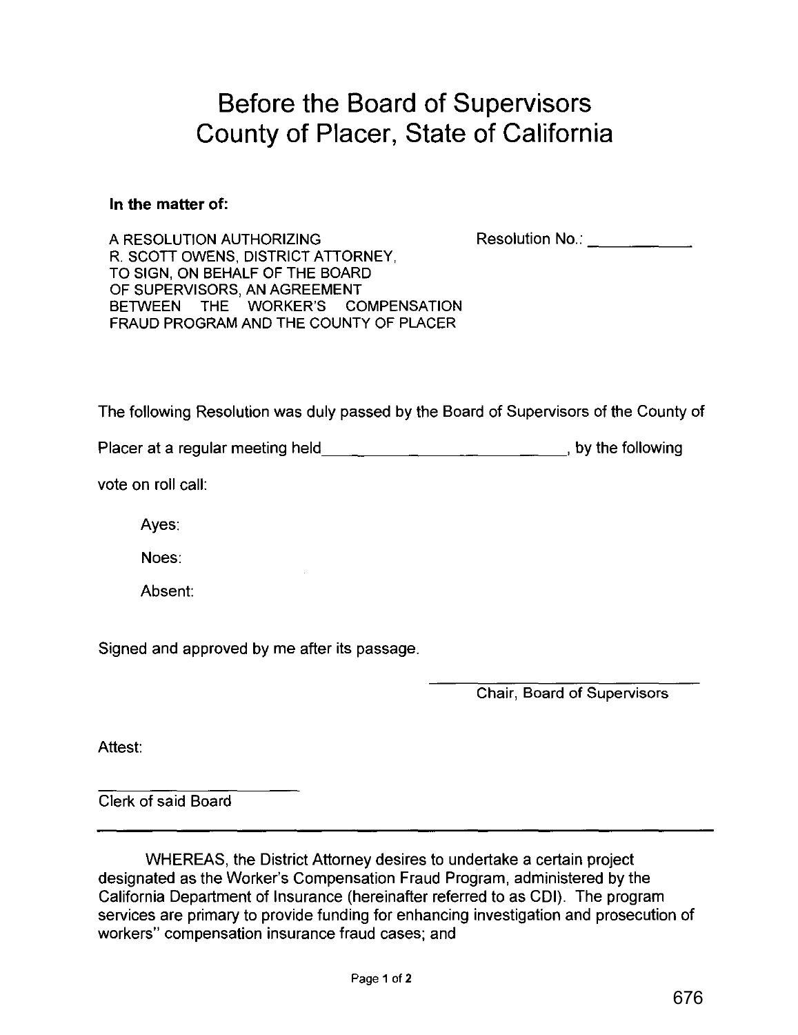# Before the Board of Supervisors
# County of Placer, State of California

**In the matter of:**

A RESOLUTION AUTHORIZING R. SCOTT OWENS, DISTRICT ATTORNEY, TO SIGN, ON BEHALF OF THE BOARD OF SUPERVISORS, AN AGREEMENT BETWEEN THE WORKER'S COMPENSATION FRAUD PROGRAM AND THE COUNTY OF PLACER

Resolution No.: ___________

The following Resolution was duly passed by the Board of Supervisors of the County of Placer at a regular meeting held_____________________________, by the following vote on roll call:

Ayes:

Noes:

Absent:

Signed and approved by me after its passage.

_____________________________
Chair, Board of Supervisors

Attest:

_____________________
Clerk of said Board

---

WHEREAS, the District Attorney desires to undertake a certain project designated as the Worker's Compensation Fraud Program, administered by the California Department of Insurance (hereinafter referred to as CDI). The program services are primary to provide funding for enhancing investigation and prosecution of workers" compensation insurance fraud cases; and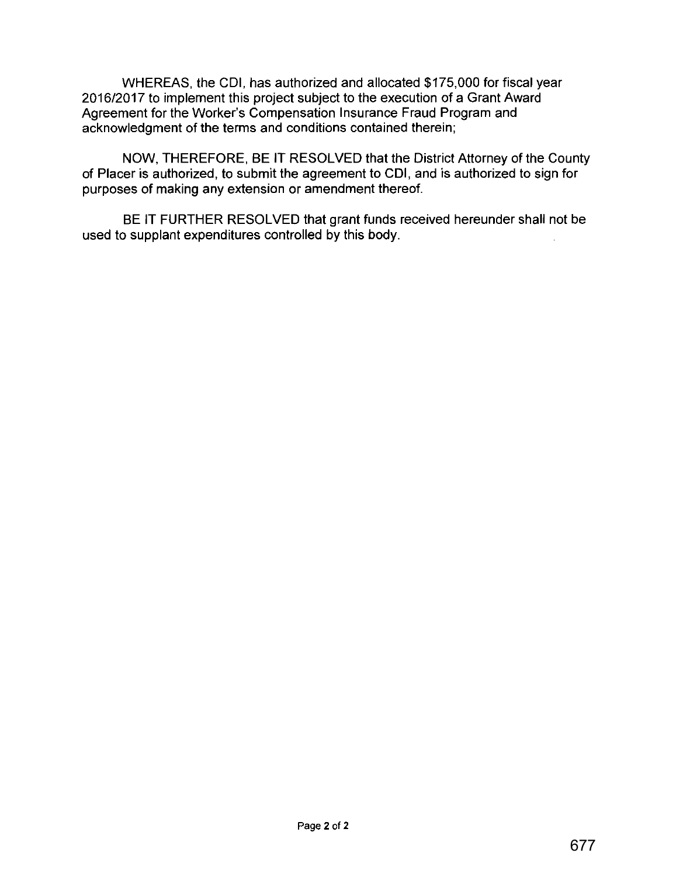WHEREAS, the CDI, has authorized and allocated $175,000 for fiscal year 2016/2017 to implement this project subject to the execution of a Grant Award Agreement for the Worker's Compensation Insurance Fraud Program and acknowledgment of the terms and conditions contained therein;

NOW, THEREFORE, BE IT RESOLVED that the District Attorney of the County of Placer is authorized, to submit the agreement to CDI, and is authorized to sign for purposes of making any extension or amendment thereof.

BE IT FURTHER RESOLVED that grant funds received hereunder shall not be used to supplant expenditures controlled by this body.